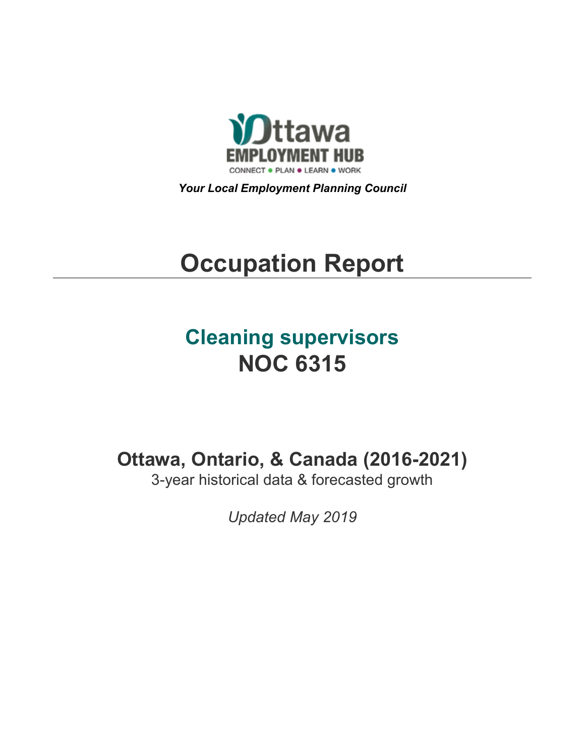Ottawa EMPLOYMENT HUB

CONNECT • PLAN • LEARN • WORK

***Your Local Employment Planning Council***

# Occupation Report

## Cleaning supervisors
## NOC 6315

### Ottawa, Ontario, & Canada (2016-2021)

3-year historical data & forecasted growth

*Updated May 2019*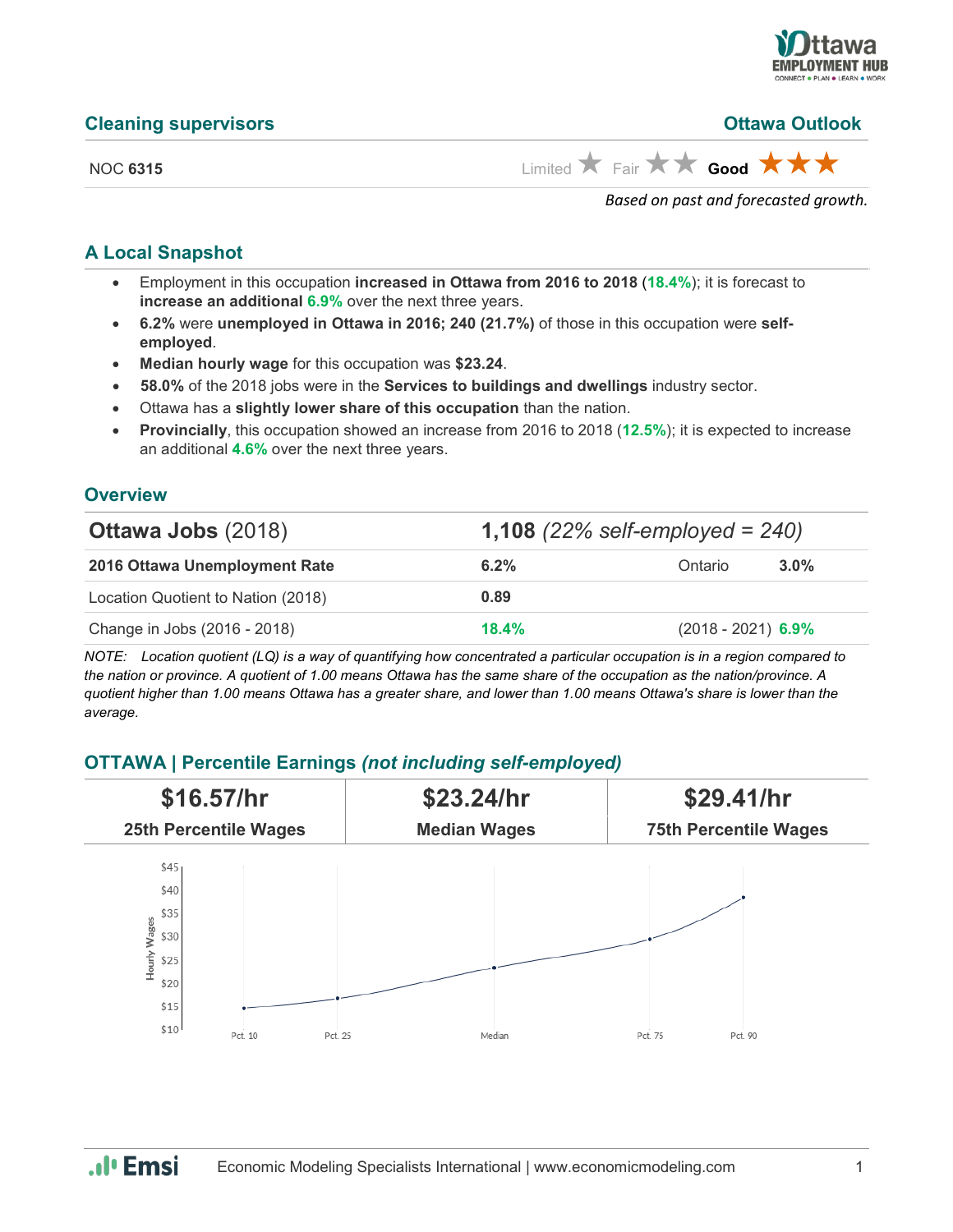## Cleaning supervisors

**Ottawa Outlook**

NOC **6315**

Limited ★ Fair ★★ **Good** ★★★

*Based on past and forecasted growth.*

### A Local Snapshot

- Employment in this occupation **increased in Ottawa from 2016 to 2018** (**18.4%**); it is forecast to **increase an additional 6.9%** over the next three years.
- **6.2%** were **unemployed in Ottawa in 2016; 240 (21.7%)** of those in this occupation were **self-employed**.
- **Median hourly wage** for this occupation was **$23.24**.
- **58.0%** of the 2018 jobs were in the **Services to buildings and dwellings** industry sector.
- Ottawa has a **slightly lower share of this occupation** than the nation.
- **Provincially**, this occupation showed an increase from 2016 to 2018 (**12.5%**); it is expected to increase an additional **4.6%** over the next three years.

### Overview

| **Ottawa Jobs** (2018) | **1,108** *(22% self-employed = 240)* | | |
|---|---|---|---|
| **2016 Ottawa Unemployment Rate** | **6.2%** | Ontario | **3.0%** |
| Location Quotient to Nation (2018) | **0.89** | | |
| Change in Jobs (2016 - 2018) | **18.4%** | (2018 - 2021) | **6.9%** |

*NOTE: Location quotient (LQ) is a way of quantifying how concentrated a particular occupation is in a region compared to the nation or province. A quotient of 1.00 means Ottawa has the same share of the occupation as the nation/province. A quotient higher than 1.00 means Ottawa has a greater share, and lower than 1.00 means Ottawa's share is lower than the average.*

### OTTAWA | Percentile Earnings *(not including self-employed)*

| $16.57/hr | $23.24/hr | $29.41/hr |
|---|---|---|
| 25th Percentile Wages | Median Wages | 75th Percentile Wages |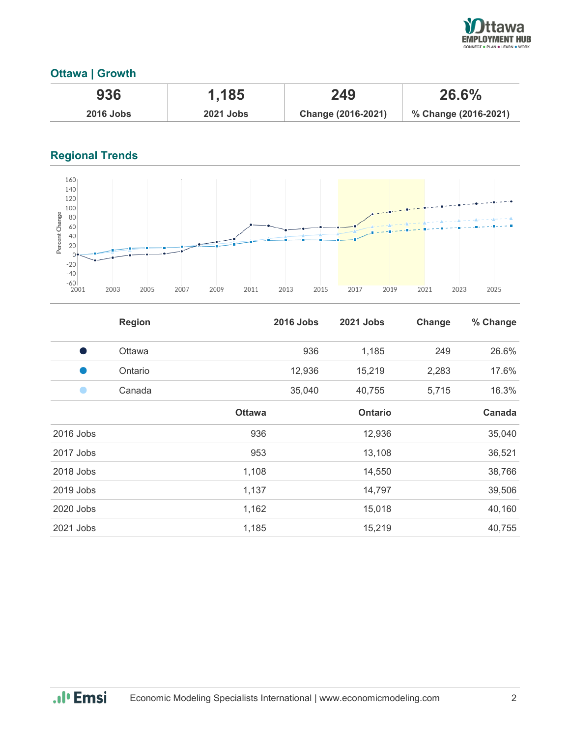## Ottawa | Growth

| 936 | 1,185 | 249 | 26.6% |
|---|---|---|---|
| 2016 Jobs | 2021 Jobs | Change (2016-2021) | % Change (2016-2021) |

## Regional Trends

| | Region | 2016 Jobs | 2021 Jobs | Change | % Change |
|---|---|---|---|---|---|
| ● | Ottawa | 936 | 1,185 | 249 | 26.6% |
| ● | Ontario | 12,936 | 15,219 | 2,283 | 17.6% |
| ● | Canada | 35,040 | 40,755 | 5,715 | 16.3% |

| | Ottawa | Ontario | Canada |
|---|---|---|---|
| 2016 Jobs | 936 | 12,936 | 35,040 |
| 2017 Jobs | 953 | 13,108 | 36,521 |
| 2018 Jobs | 1,108 | 14,550 | 38,766 |
| 2019 Jobs | 1,137 | 14,797 | 39,506 |
| 2020 Jobs | 1,162 | 15,018 | 40,160 |
| 2021 Jobs | 1,185 | 15,219 | 40,755 |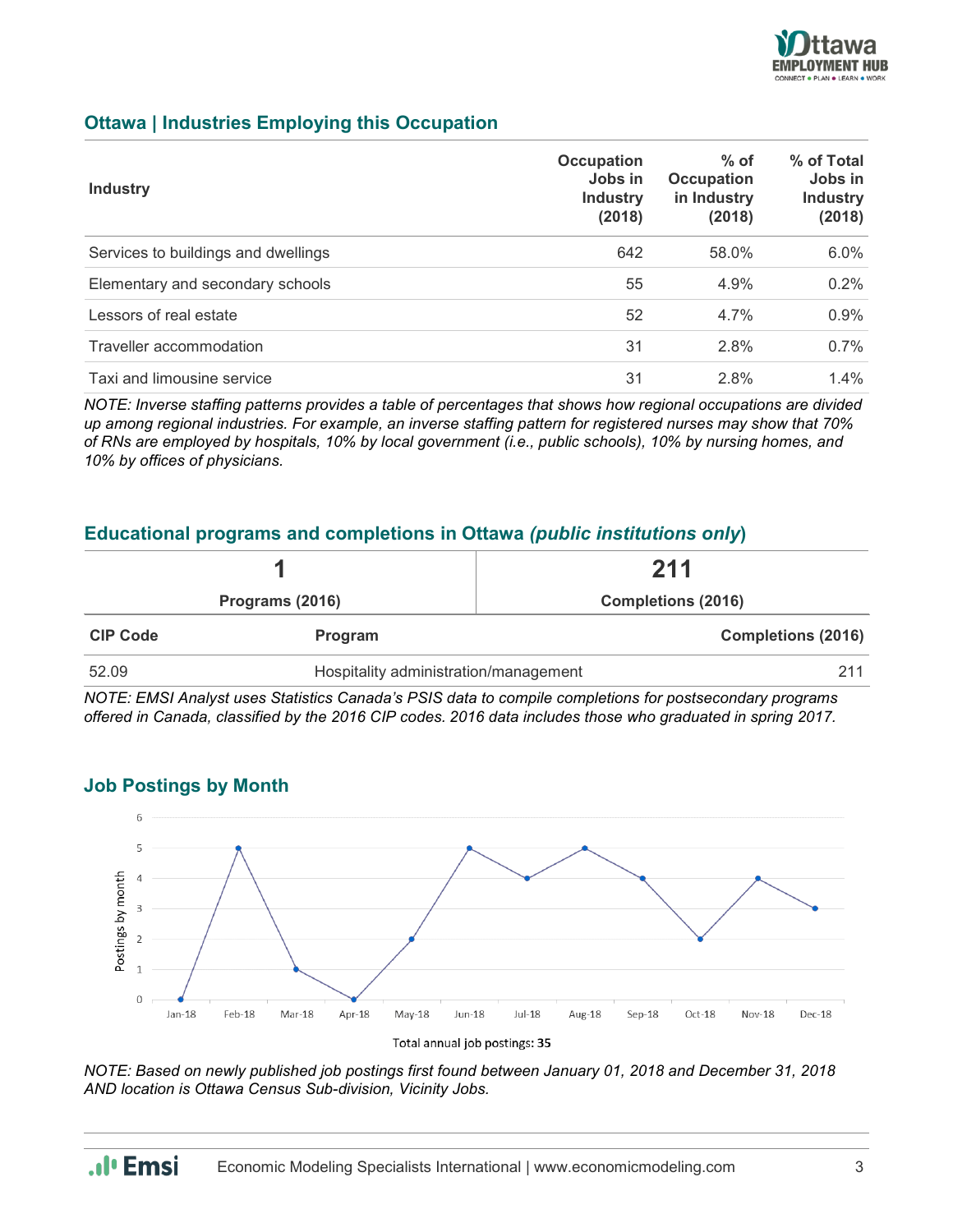## Ottawa | Industries Employing this Occupation

| Industry | Occupation Jobs in Industry (2018) | % of Occupation in Industry (2018) | % of Total Jobs in Industry (2018) |
|---|---|---|---|
| Services to buildings and dwellings | 642 | 58.0% | 6.0% |
| Elementary and secondary schools | 55 | 4.9% | 0.2% |
| Lessors of real estate | 52 | 4.7% | 0.9% |
| Traveller accommodation | 31 | 2.8% | 0.7% |
| Taxi and limousine service | 31 | 2.8% | 1.4% |

*NOTE: Inverse staffing patterns provides a table of percentages that shows how regional occupations are divided up among regional industries. For example, an inverse staffing pattern for registered nurses may show that 70% of RNs are employed by hospitals, 10% by local government (i.e., public schools), 10% by nursing homes, and 10% by offices of physicians.*

## Educational programs and completions in Ottawa *(public institutions only)*

| 1 | 211 |
|---|---|
| Programs (2016) | Completions (2016) |

| CIP Code | Program | Completions (2016) |
|---|---|---|
| 52.09 | Hospitality administration/management | 211 |

*NOTE: EMSI Analyst uses Statistics Canada's PSIS data to compile completions for postsecondary programs offered in Canada, classified by the 2016 CIP codes. 2016 data includes those who graduated in spring 2017.*

## Job Postings by Month

| Month | Postings by month |
|---|---|
| Jan-18 | 0 |
| Feb-18 | 5 |
| Mar-18 | 1 |
| Apr-18 | 0 |
| May-18 | 2 |
| Jun-18 | 5 |
| Jul-18 | 4 |
| Aug-18 | 5 |
| Sep-18 | 4 |
| Oct-18 | 2 |
| Nov-18 | 4 |
| Dec-18 | 3 |

Total annual job postings: 35

*NOTE: Based on newly published job postings first found between January 01, 2018 and December 31, 2018 AND location is Ottawa Census Sub-division, Vicinity Jobs.*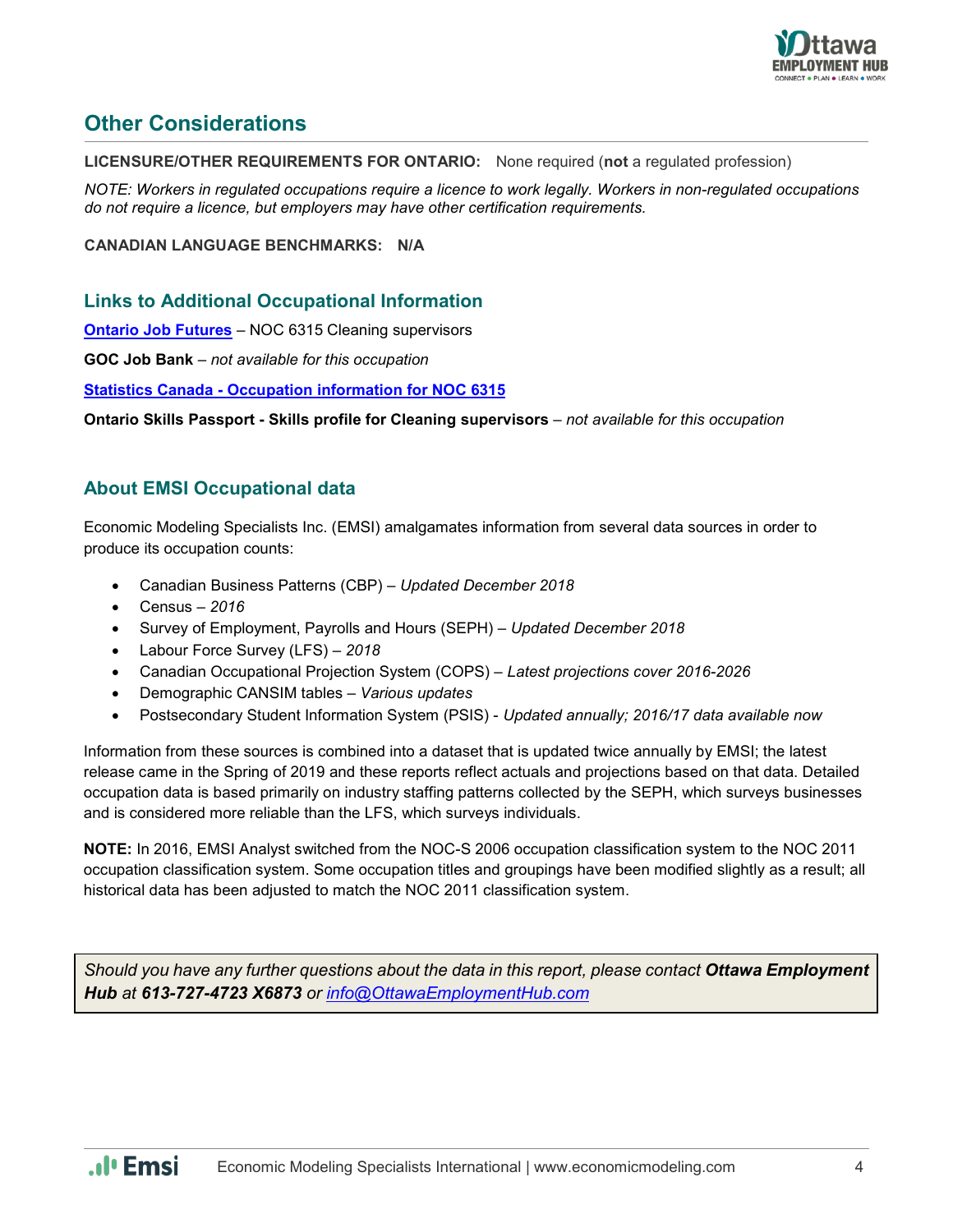## Other Considerations

**LICENSURE/OTHER REQUIREMENTS FOR ONTARIO:** None required (**not** a regulated profession)

*NOTE: Workers in regulated occupations require a licence to work legally. Workers in non-regulated occupations do not require a licence, but employers may have other certification requirements.*

**CANADIAN LANGUAGE BENCHMARKS: N/A**

### Links to Additional Occupational Information

**Ontario Job Futures** – NOC 6315 Cleaning supervisors

**GOC Job Bank** – *not available for this occupation*

**Statistics Canada - Occupation information for NOC 6315**

**Ontario Skills Passport - Skills profile for Cleaning supervisors** – *not available for this occupation*

### About EMSI Occupational data

Economic Modeling Specialists Inc. (EMSI) amalgamates information from several data sources in order to produce its occupation counts:

- Canadian Business Patterns (CBP) – *Updated December 2018*
- Census – *2016*
- Survey of Employment, Payrolls and Hours (SEPH) – *Updated December 2018*
- Labour Force Survey (LFS) – *2018*
- Canadian Occupational Projection System (COPS) – *Latest projections cover 2016-2026*
- Demographic CANSIM tables – *Various updates*
- Postsecondary Student Information System (PSIS) - *Updated annually; 2016/17 data available now*

Information from these sources is combined into a dataset that is updated twice annually by EMSI; the latest release came in the Spring of 2019 and these reports reflect actuals and projections based on that data. Detailed occupation data is based primarily on industry staffing patterns collected by the SEPH, which surveys businesses and is considered more reliable than the LFS, which surveys individuals.

**NOTE:** In 2016, EMSI Analyst switched from the NOC-S 2006 occupation classification system to the NOC 2011 occupation classification system. Some occupation titles and groupings have been modified slightly as a result; all historical data has been adjusted to match the NOC 2011 classification system.

*Should you have any further questions about the data in this report, please contact **Ottawa Employment Hub** at **613-727-4723 X6873** or info@OttawaEmploymentHub.com*